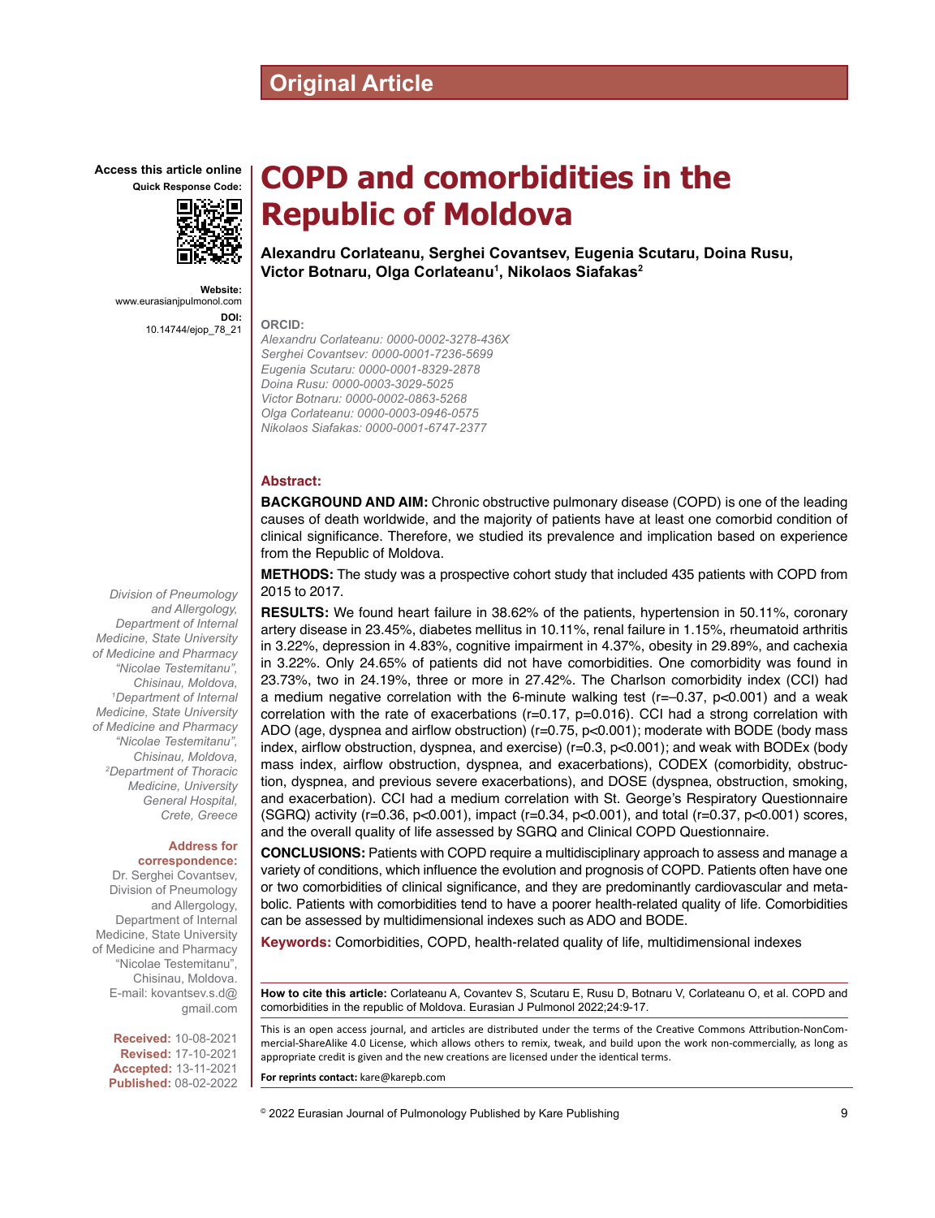Original Article

# COPD and comorbidities in the Republic of Moldova

**Alexandru Corlateanu, Serghei Covantsev, Eugenia Scutaru, Doina Rusu, Victor Botnaru, Olga Corlateanu[1], Nikolaos Siafakas[2]**

Access this article online

Quick Response Code:

Website: www.eurasianjpulmonol.com

DOI: 10.14744/ejop_78_21

**ORCID:**

*Alexandru Corlateanu: 0000-0002-3278-436X*
*Serghei Covantsev: 0000-0001-7236-5699*
*Eugenia Scutaru: 0000-0001-8329-2878*
*Doina Rusu: 0000-0003-3029-5025*
*Victor Botnaru: 0000-0002-0863-5268*
*Olga Corlateanu: 0000-0003-0946-0575*
*Nikolaos Siafakas: 0000-0001-6747-2377*

*Division of Pneumology and Allergology, Department of Internal Medicine, State University of Medicine and Pharmacy "Nicolae Testemitanu", Chisinau, Moldova, [1]Department of Internal Medicine, State University of Medicine and Pharmacy "Nicolae Testemitanu", Chisinau, Moldova, [2]Department of Thoracic Medicine, University General Hospital, Crete, Greece*

**Address for correspondence:**
Dr. Serghei Covantsev, Division of Pneumology and Allergology, Department of Internal Medicine, State University of Medicine and Pharmacy "Nicolae Testemitanu", Chisinau, Moldova.
E-mail: kovantsev.s.d@gmail.com

**Received:** 10-08-2021
**Revised:** 17-10-2021
**Accepted:** 13-11-2021
**Published:** 08-02-2022

## Abstract:

**BACKGROUND AND AIM:** Chronic obstructive pulmonary disease (COPD) is one of the leading causes of death worldwide, and the majority of patients have at least one comorbid condition of clinical significance. Therefore, we studied its prevalence and implication based on experience from the Republic of Moldova.

**METHODS:** The study was a prospective cohort study that included 435 patients with COPD from 2015 to 2017.

**RESULTS:** We found heart failure in 38.62% of the patients, hypertension in 50.11%, coronary artery disease in 23.45%, diabetes mellitus in 10.11%, renal failure in 1.15%, rheumatoid arthritis in 3.22%, depression in 4.83%, cognitive impairment in 4.37%, obesity in 29.89%, and cachexia in 3.22%. Only 24.65% of patients did not have comorbidities. One comorbidity was found in 23.73%, two in 24.19%, three or more in 27.42%. The Charlson comorbidity index (CCI) had a medium negative correlation with the 6-minute walking test ($r=-0.37$, $p<0.001$) and a weak correlation with the rate of exacerbations ($r=0.17$, $p=0.016$). CCI had a strong correlation with ADO (age, dyspnea and airflow obstruction) ($r=0.75$, $p<0.001$); moderate with BODE (body mass index, airflow obstruction, dyspnea, and exercise) ($r=0.3$, $p<0.001$); and weak with BODEx (body mass index, airflow obstruction, dyspnea, and exacerbations), CODEX (comorbidity, obstruction, dyspnea, and previous severe exacerbations), and DOSE (dyspnea, obstruction, smoking, and exacerbation). CCI had a medium correlation with St. George's Respiratory Questionnaire (SGRQ) activity ($r=0.36$, $p<0.001$), impact ($r=0.34$, $p<0.001$), and total ($r=0.37$, $p<0.001$) scores, and the overall quality of life assessed by SGRQ and Clinical COPD Questionnaire.

**CONCLUSIONS:** Patients with COPD require a multidisciplinary approach to assess and manage a variety of conditions, which influence the evolution and prognosis of COPD. Patients often have one or two comorbidities of clinical significance, and they are predominantly cardiovascular and metabolic. Patients with comorbidities tend to have a poorer health-related quality of life. Comorbidities can be assessed by multidimensional indexes such as ADO and BODE.

**Keywords:** Comorbidities, COPD, health-related quality of life, multidimensional indexes

**How to cite this article:** Corlateanu A, Covantev S, Scutaru E, Rusu D, Botnaru V, Corlateanu O, et al. COPD and comorbidities in the republic of Moldova. Eurasian J Pulmonol 2022;24:9-17.

This is an open access journal, and articles are distributed under the terms of the Creative Commons Attribution-NonCommercial-ShareAlike 4.0 License, which allows others to remix, tweak, and build upon the work non-commercially, as long as appropriate credit is given and the new creations are licensed under the identical terms.

**For reprints contact:** kare@karepb.com

© 2022 Eurasian Journal of Pulmonology Published by Kare Publishing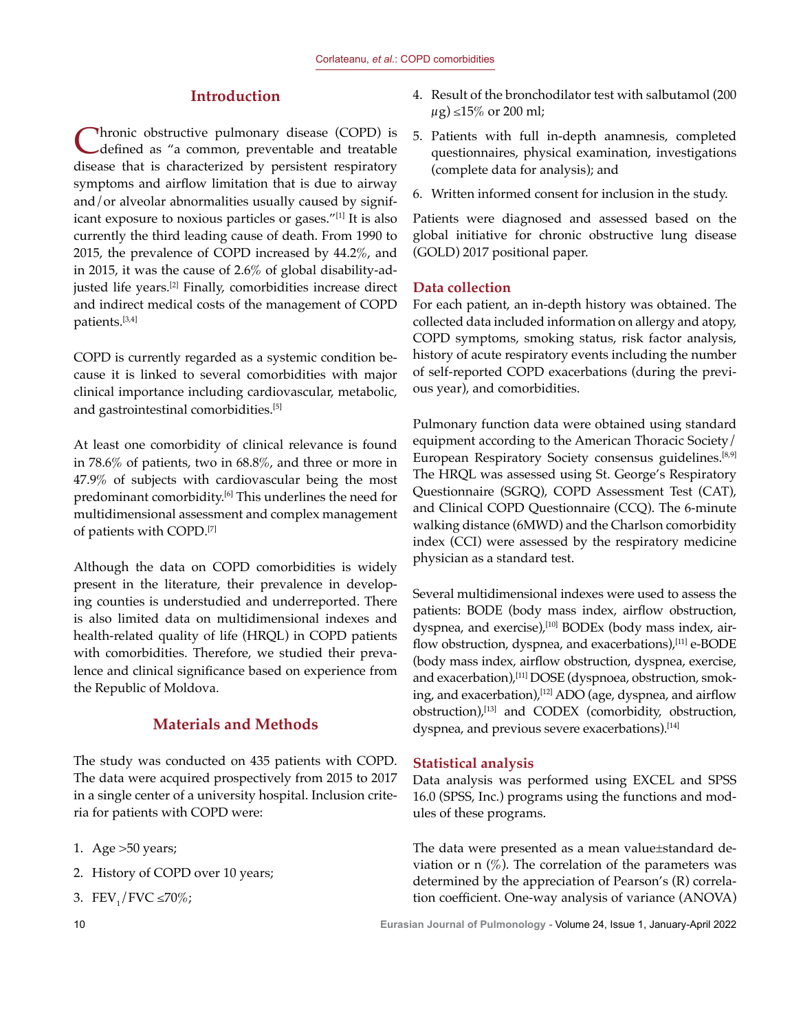## Introduction

Chronic obstructive pulmonary disease (COPD) is defined as "a common, preventable and treatable disease that is characterized by persistent respiratory symptoms and airflow limitation that is due to airway and/or alveolar abnormalities usually caused by significant exposure to noxious particles or gases."[1] It is also currently the third leading cause of death. From 1990 to 2015, the prevalence of COPD increased by 44.2%, and in 2015, it was the cause of 2.6% of global disability-adjusted life years.[2] Finally, comorbidities increase direct and indirect medical costs of the management of COPD patients.[3,4]

COPD is currently regarded as a systemic condition because it is linked to several comorbidities with major clinical importance including cardiovascular, metabolic, and gastrointestinal comorbidities.[5]

At least one comorbidity of clinical relevance is found in 78.6% of patients, two in 68.8%, and three or more in 47.9% of subjects with cardiovascular being the most predominant comorbidity.[6] This underlines the need for multidimensional assessment and complex management of patients with COPD.[7]

Although the data on COPD comorbidities is widely present in the literature, their prevalence in developing counties is understudied and underreported. There is also limited data on multidimensional indexes and health-related quality of life (HRQL) in COPD patients with comorbidities. Therefore, we studied their prevalence and clinical significance based on experience from the Republic of Moldova.

## Materials and Methods

The study was conducted on 435 patients with COPD. The data were acquired prospectively from 2015 to 2017 in a single center of a university hospital. Inclusion criteria for patients with COPD were:

1. Age >50 years;
2. History of COPD over 10 years;
3. $FEV_1/FVC \leq 70\%$;
4. Result of the bronchodilator test with salbutamol (200 $\mu$g) ≤15% or 200 ml;
5. Patients with full in-depth anamnesis, completed questionnaires, physical examination, investigations (complete data for analysis); and
6. Written informed consent for inclusion in the study.

Patients were diagnosed and assessed based on the global initiative for chronic obstructive lung disease (GOLD) 2017 positional paper.

### Data collection

For each patient, an in-depth history was obtained. The collected data included information on allergy and atopy, COPD symptoms, smoking status, risk factor analysis, history of acute respiratory events including the number of self-reported COPD exacerbations (during the previous year), and comorbidities.

Pulmonary function data were obtained using standard equipment according to the American Thoracic Society/European Respiratory Society consensus guidelines.[8,9] The HRQL was assessed using St. George's Respiratory Questionnaire (SGRQ), COPD Assessment Test (CAT), and Clinical COPD Questionnaire (CCQ). The 6-minute walking distance (6MWD) and the Charlson comorbidity index (CCI) were assessed by the respiratory medicine physician as a standard test.

Several multidimensional indexes were used to assess the patients: BODE (body mass index, airflow obstruction, dyspnea, and exercise),[10] BODEx (body mass index, airflow obstruction, dyspnea, and exacerbations),[11] e-BODE (body mass index, airflow obstruction, dyspnea, exercise, and exacerbation),[11] DOSE (dyspnoea, obstruction, smoking, and exacerbation),[12] ADO (age, dyspnea, and airflow obstruction),[13] and CODEX (comorbidity, obstruction, dyspnea, and previous severe exacerbations).[14]

### Statistical analysis

Data analysis was performed using EXCEL and SPSS 16.0 (SPSS, Inc.) programs using the functions and modules of these programs.

The data were presented as a mean value±standard deviation or n (%). The correlation of the parameters was determined by the appreciation of Pearson's (R) correlation coefficient. One-way analysis of variance (ANOVA)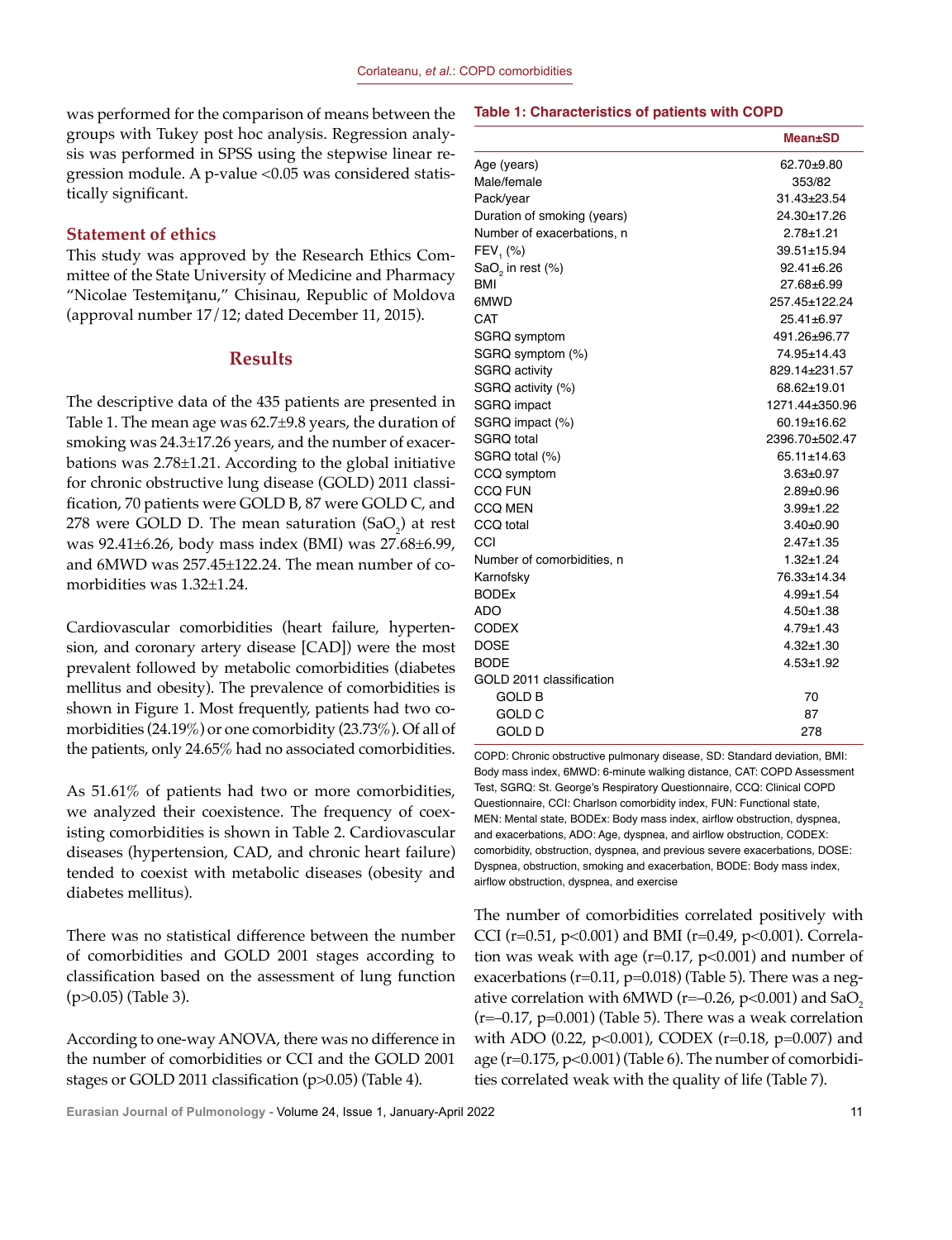was performed for the comparison of means between the groups with Tukey post hoc analysis. Regression analysis was performed in SPSS using the stepwise linear regression module. A p-value <0.05 was considered statistically significant.

### Statement of ethics

This study was approved by the Research Ethics Committee of the State University of Medicine and Pharmacy "Nicolae Testemiţanu," Chisinau, Republic of Moldova (approval number 17/12; dated December 11, 2015).

## Results

The descriptive data of the 435 patients are presented in Table 1. The mean age was 62.7±9.8 years, the duration of smoking was 24.3±17.26 years, and the number of exacerbations was 2.78±1.21. According to the global initiative for chronic obstructive lung disease (GOLD) 2011 classification, 70 patients were GOLD B, 87 were GOLD C, and 278 were GOLD D. The mean saturation ($SaO_2$) at rest was 92.41±6.26, body mass index (BMI) was 27.68±6.99, and 6MWD was 257.45±122.24. The mean number of comorbidities was 1.32±1.24.

Cardiovascular comorbidities (heart failure, hypertension, and coronary artery disease [CAD]) were the most prevalent followed by metabolic comorbidities (diabetes mellitus and obesity). The prevalence of comorbidities is shown in Figure 1. Most frequently, patients had two comorbidities (24.19%) or one comorbidity (23.73%). Of all of the patients, only 24.65% had no associated comorbidities.

As 51.61% of patients had two or more comorbidities, we analyzed their coexistence. The frequency of coexisting comorbidities is shown in Table 2. Cardiovascular diseases (hypertension, CAD, and chronic heart failure) tended to coexist with metabolic diseases (obesity and diabetes mellitus).

There was no statistical difference between the number of comorbidities and GOLD 2001 stages according to classification based on the assessment of lung function (p>0.05) (Table 3).

According to one-way ANOVA, there was no difference in the number of comorbidities or CCI and the GOLD 2001 stages or GOLD 2011 classification (p>0.05) (Table 4).

**Table 1: Characteristics of patients with COPD**

| | Mean±SD |
|---|---|
| Age (years) | 62.70±9.80 |
| Male/female | 353/82 |
| Pack/year | 31.43±23.54 |
| Duration of smoking (years) | 24.30±17.26 |
| Number of exacerbations, n | 2.78±1.21 |
| $FEV_1$ (%) | 39.51±15.94 |
| $SaO_2$ in rest (%) | 92.41±6.26 |
| BMI | 27.68±6.99 |
| 6MWD | 257.45±122.24 |
| CAT | 25.41±6.97 |
| SGRQ symptom | 491.26±96.77 |
| SGRQ symptom (%) | 74.95±14.43 |
| SGRQ activity | 829.14±231.57 |
| SGRQ activity (%) | 68.62±19.01 |
| SGRQ impact | 1271.44±350.96 |
| SGRQ impact (%) | 60.19±16.62 |
| SGRQ total | 2396.70±502.47 |
| SGRQ total (%) | 65.11±14.63 |
| CCQ symptom | 3.63±0.97 |
| CCQ FUN | 2.89±0.96 |
| CCQ MEN | 3.99±1.22 |
| CCQ total | 3.40±0.90 |
| CCI | 2.47±1.35 |
| Number of comorbidities, n | 1.32±1.24 |
| Karnofsky | 76.33±14.34 |
| BODEx | 4.99±1.54 |
| ADO | 4.50±1.38 |
| CODEX | 4.79±1.43 |
| DOSE | 4.32±1.30 |
| BODE | 4.53±1.92 |
| GOLD 2011 classification | |
| GOLD B | 70 |
| GOLD C | 87 |
| GOLD D | 278 |

COPD: Chronic obstructive pulmonary disease, SD: Standard deviation, BMI: Body mass index, 6MWD: 6-minute walking distance, CAT: COPD Assessment Test, SGRQ: St. George's Respiratory Questionnaire, CCQ: Clinical COPD Questionnaire, CCI: Charlson comorbidity index, FUN: Functional state, MEN: Mental state, BODEx: Body mass index, airflow obstruction, dyspnea, and exacerbations, ADO: Age, dyspnea, and airflow obstruction, CODEX: comorbidity, obstruction, dyspnea, and previous severe exacerbations, DOSE: Dyspnea, obstruction, smoking and exacerbation, BODE: Body mass index, airflow obstruction, dyspnea, and exercise

The number of comorbidities correlated positively with CCI (r=0.51, p<0.001) and BMI (r=0.49, p<0.001). Correlation was weak with age (r=0.17, p<0.001) and number of exacerbations (r=0.11, p=0.018) (Table 5). There was a negative correlation with 6MWD (r=–0.26, p<0.001) and $SaO_2$ (r=–0.17, p=0.001) (Table 5). There was a weak correlation with ADO (0.22, p<0.001), CODEX (r=0.18, p=0.007) and age (r=0.175, p<0.001) (Table 6). The number of comorbidities correlated weak with the quality of life (Table 7).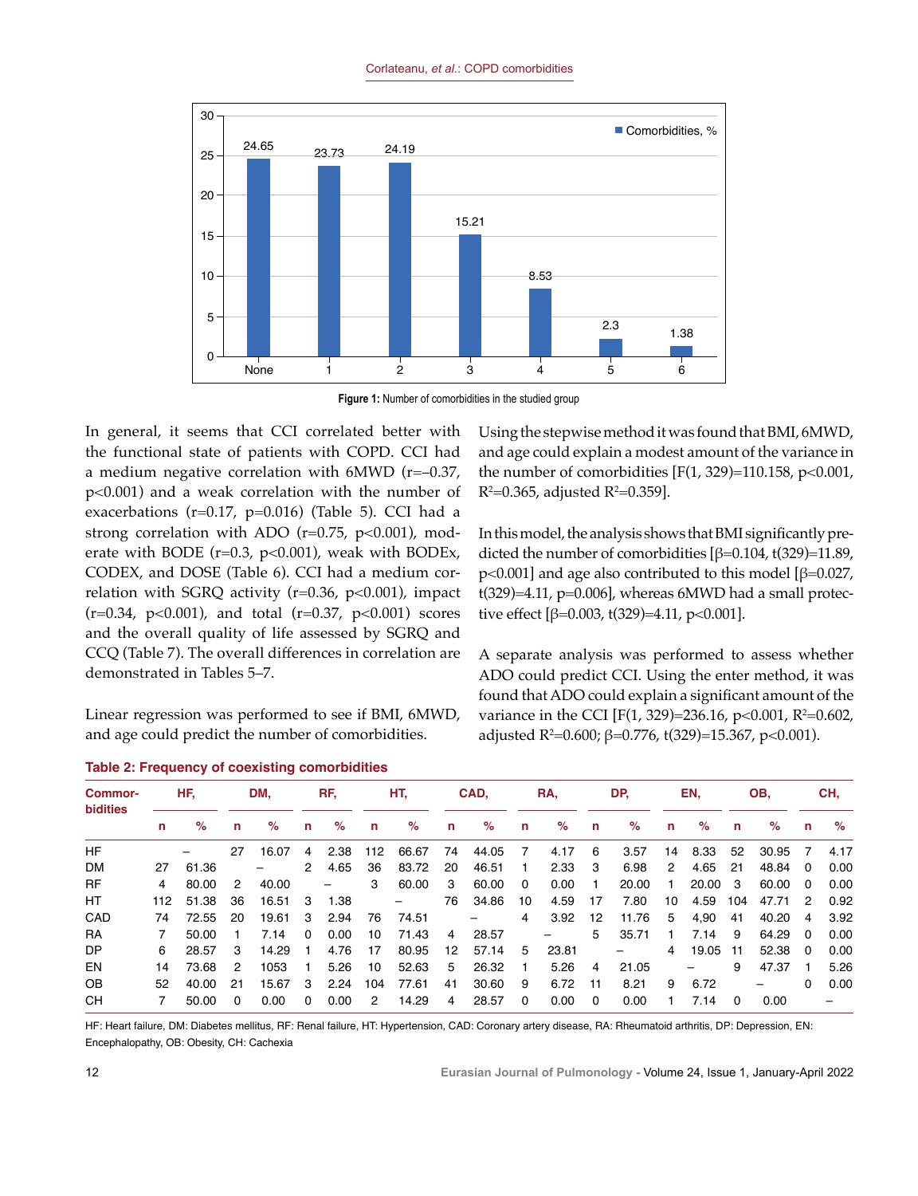Figure 1: Number of comorbidities in the studied group

In general, it seems that CCI correlated better with the functional state of patients with COPD. CCI had a medium negative correlation with 6MWD (r=–0.37, p<0.001) and a weak correlation with the number of exacerbations (r=0.17, p=0.016) (Table 5). CCI had a strong correlation with ADO (r=0.75, p<0.001), moderate with BODE (r=0.3, p<0.001), weak with BODEx, CODEX, and DOSE (Table 6). CCI had a medium correlation with SGRQ activity (r=0.36, p<0.001), impact (r=0.34, p<0.001), and total (r=0.37, p<0.001) scores and the overall quality of life assessed by SGRQ and CCQ (Table 7). The overall differences in correlation are demonstrated in Tables 5–7.

Linear regression was performed to see if BMI, 6MWD, and age could predict the number of comorbidities.

Using the stepwise method it was found that BMI, 6MWD, and age could explain a modest amount of the variance in the number of comorbidities [F(1, 329)=110.158, p<0.001, $R^2$=0.365, adjusted $R^2$=0.359].

In this model, the analysis shows that BMI significantly predicted the number of comorbidities [β=0.104, t(329)=11.89, p<0.001] and age also contributed to this model [β=0.027, t(329)=4.11, p=0.006], whereas 6MWD had a small protective effect [β=0.003, t(329)=4.11, p<0.001].

A separate analysis was performed to assess whether ADO could predict CCI. Using the enter method, it was found that ADO could explain a significant amount of the variance in the CCI [F(1, 329)=236.16, p<0.001, $R^2$=0.602, adjusted $R^2$=0.600; β=0.776, t(329)=15.367, p<0.001).

**Table 2: Frequency of coexisting comorbidities**

| Commorbidities | HF, | | DM, | | RF, | | HT, | | CAD, | | RA, | | DP, | | EN, | | OB, | | CH, | |
|---|---|---|---|---|---|---|---|---|---|---|---|---|---|---|---|---|---|---|---|---|
| | n | % | n | % | n | % | n | % | n | % | n | % | n | % | n | % | n | % | n | % |
| HF | | – | 27 | 16.07 | 4 | 2.38 | 112 | 66.67 | 74 | 44.05 | 7 | 4.17 | 6 | 3.57 | 14 | 8.33 | 52 | 30.95 | 7 | 4.17 |
| DM | 27 | 61.36 | | – | 2 | 4.65 | 36 | 83.72 | 20 | 46.51 | 1 | 2.33 | 3 | 6.98 | 2 | 4.65 | 21 | 48.84 | 0 | 0.00 |
| RF | 4 | 80.00 | 2 | 40.00 | | – | 3 | 60.00 | 3 | 60.00 | 0 | 0.00 | 1 | 20.00 | 1 | 20.00 | 3 | 60.00 | 0 | 0.00 |
| HT | 112 | 51.38 | 36 | 16.51 | 3 | 1.38 | | – | 76 | 34.86 | 10 | 4.59 | 17 | 7.80 | 10 | 4.59 | 104 | 47.71 | 2 | 0.92 |
| CAD | 74 | 72.55 | 20 | 19.61 | 3 | 2.94 | 76 | 74.51 | | – | 4 | 3.92 | 12 | 11.76 | 5 | 4,90 | 41 | 40.20 | 4 | 3.92 |
| RA | 7 | 50.00 | 1 | 7.14 | 0 | 0.00 | 10 | 71.43 | 4 | 28.57 | | – | 5 | 35.71 | 1 | 7.14 | 9 | 64.29 | 0 | 0.00 |
| DP | 6 | 28.57 | 3 | 14.29 | 1 | 4.76 | 17 | 80.95 | 12 | 57.14 | 5 | 23.81 | | – | 4 | 19.05 | 11 | 52.38 | 0 | 0.00 |
| EN | 14 | 73.68 | 2 | 1053 | 1 | 5.26 | 10 | 52.63 | 5 | 26.32 | 1 | 5.26 | 4 | 21.05 | | – | 9 | 47.37 | 1 | 5.26 |
| OB | 52 | 40.00 | 21 | 15.67 | 3 | 2.24 | 104 | 77.61 | 41 | 30.60 | 9 | 6.72 | 11 | 8.21 | 9 | 6.72 | | – | 0 | 0.00 |
| CH | 7 | 50.00 | 0 | 0.00 | 0 | 0.00 | 2 | 14.29 | 4 | 28.57 | 0 | 0.00 | 0 | 0.00 | 1 | 7.14 | 0 | 0.00 | | – |

HF: Heart failure, DM: Diabetes mellitus, RF: Renal failure, HT: Hypertension, CAD: Coronary artery disease, RA: Rheumatoid arthritis, DP: Depression, EN: Encephalopathy, OB: Obesity, CH: Cachexia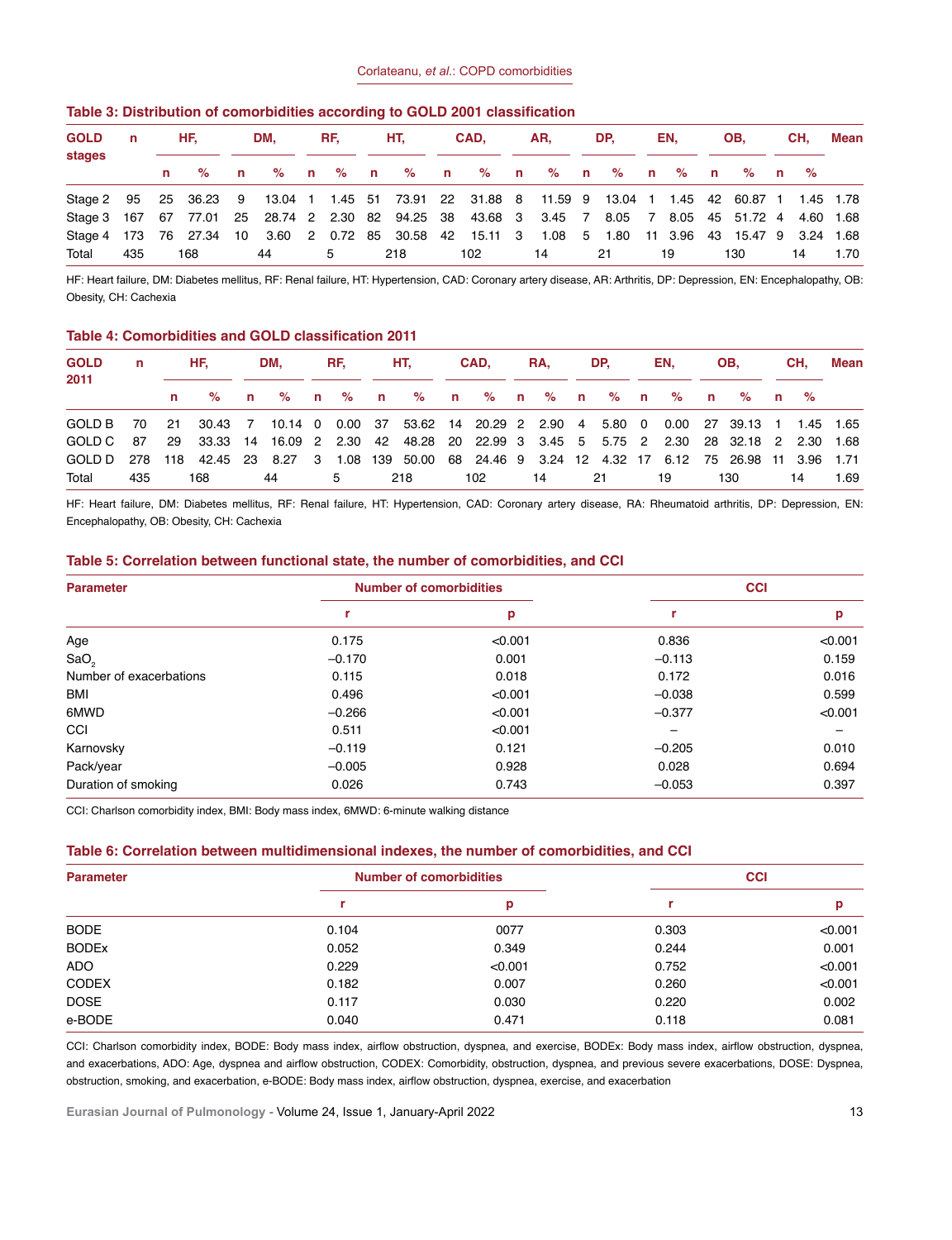**Table 3: Distribution of comorbidities according to GOLD 2001 classification**

| GOLD stages | n | HF, | | DM, | | RF, | | HT, | | CAD, | | AR, | | DP, | | EN, | | OB, | | CH, | | Mean |
|---|---|---|---|---|---|---|---|---|---|---|---|---|---|---|---|---|---|---|---|---|---|---|
| | | n | % | n | % | n | % | n | % | n | % | n | % | n | % | n | % | n | % | n | % | |
| Stage 2 | 95 | 25 | 36.23 | 9 | 13.04 | 1 | 1.45 | 51 | 73.91 | 22 | 31.88 | 8 | 11.59 | 9 | 13.04 | 1 | 1.45 | 42 | 60.87 | 1 | 1.45 | 1.78 |
| Stage 3 | 167 | 67 | 77.01 | 25 | 28.74 | 2 | 2.30 | 82 | 94.25 | 38 | 43.68 | 3 | 3.45 | 7 | 8.05 | 7 | 8.05 | 45 | 51.72 | 4 | 4.60 | 1.68 |
| Stage 4 | 173 | 76 | 27.34 | 10 | 3.60 | 2 | 0.72 | 85 | 30.58 | 42 | 15.11 | 3 | 1.08 | 5 | 1.80 | 11 | 3.96 | 43 | 15.47 | 9 | 3.24 | 1.68 |
| Total | 435 | 168 | | 44 | | 5 | | 218 | | 102 | | 14 | | 21 | | 19 | | 130 | | 14 | | 1.70 |

HF: Heart failure, DM: Diabetes mellitus, RF: Renal failure, HT: Hypertension, CAD: Coronary artery disease, AR: Arthritis, DP: Depression, EN: Encephalopathy, OB: Obesity, CH: Cachexia

**Table 4: Comorbidities and GOLD classification 2011**

| GOLD 2011 | n | HF, | | DM, | | RF, | | HT, | | CAD, | | RA, | | DP, | | EN, | | OB, | | CH, | | Mean |
|---|---|---|---|---|---|---|---|---|---|---|---|---|---|---|---|---|---|---|---|---|---|---|
| | | n | % | n | % | n | % | n | % | n | % | n | % | n | % | n | % | n | % | n | % | |
| GOLD B | 70 | 21 | 30.43 | 7 | 10.14 | 0 | 0.00 | 37 | 53.62 | 14 | 20.29 | 2 | 2.90 | 4 | 5.80 | 0 | 0.00 | 27 | 39.13 | 1 | 1.45 | 1.65 |
| GOLD C | 87 | 29 | 33.33 | 14 | 16.09 | 2 | 2.30 | 42 | 48.28 | 20 | 22.99 | 3 | 3.45 | 5 | 5.75 | 2 | 2.30 | 28 | 32.18 | 2 | 2.30 | 1.68 |
| GOLD D | 278 | 118 | 42.45 | 23 | 8.27 | 3 | 1.08 | 139 | 50.00 | 68 | 24.46 | 9 | 3.24 | 12 | 4.32 | 17 | 6.12 | 75 | 26.98 | 11 | 3.96 | 1.71 |
| Total | 435 | 168 | | 44 | | 5 | | 218 | | 102 | | 14 | | 21 | | 19 | | 130 | | 14 | | 1.69 |

HF: Heart failure, DM: Diabetes mellitus, RF: Renal failure, HT: Hypertension, CAD: Coronary artery disease, RA: Rheumatoid arthritis, DP: Depression, EN: Encephalopathy, OB: Obesity, CH: Cachexia

**Table 5: Correlation between functional state, the number of comorbidities, and CCI**

| Parameter | Number of comorbidities | | CCI | |
|---|---|---|---|---|
| | r | p | r | p |
| Age | 0.175 | <0.001 | 0.836 | <0.001 |
| $SaO_2$ | −0.170 | 0.001 | −0.113 | 0.159 |
| Number of exacerbations | 0.115 | 0.018 | 0.172 | 0.016 |
| BMI | 0.496 | <0.001 | −0.038 | 0.599 |
| 6MWD | −0.266 | <0.001 | −0.377 | <0.001 |
| CCI | 0.511 | <0.001 | – | – |
| Karnovsky | −0.119 | 0.121 | −0.205 | 0.010 |
| Pack/year | −0.005 | 0.928 | 0.028 | 0.694 |
| Duration of smoking | 0.026 | 0.743 | −0.053 | 0.397 |

CCI: Charlson comorbidity index, BMI: Body mass index, 6MWD: 6-minute walking distance

**Table 6: Correlation between multidimensional indexes, the number of comorbidities, and CCI**

| Parameter | Number of comorbidities | | CCI | |
|---|---|---|---|---|
| | r | p | r | p |
| BODE | 0.104 | 0077 | 0.303 | <0.001 |
| BODEx | 0.052 | 0.349 | 0.244 | 0.001 |
| ADO | 0.229 | <0.001 | 0.752 | <0.001 |
| CODEX | 0.182 | 0.007 | 0.260 | <0.001 |
| DOSE | 0.117 | 0.030 | 0.220 | 0.002 |
| e-BODE | 0.040 | 0.471 | 0.118 | 0.081 |

CCI: Charlson comorbidity index, BODE: Body mass index, airflow obstruction, dyspnea, and exercise, BODEx: Body mass index, airflow obstruction, dyspnea, and exacerbations, ADO: Age, dyspnea and airflow obstruction, CODEX: Comorbidity, obstruction, dyspnea, and previous severe exacerbations, DOSE: Dyspnea, obstruction, smoking, and exacerbation, e-BODE: Body mass index, airflow obstruction, dyspnea, exercise, and exacerbation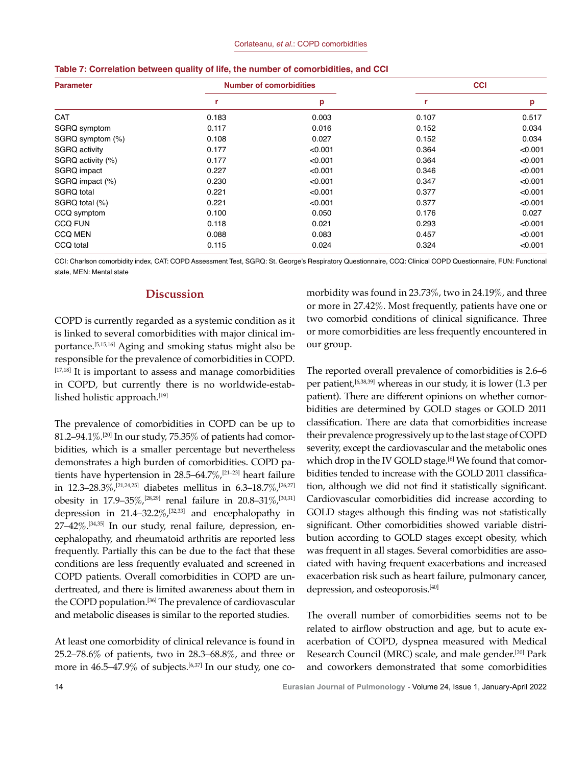**Table 7: Correlation between quality of life, the number of comorbidities, and CCI**

| Parameter | Number of comorbidities | | CCI | |
|---|---|---|---|---|
| | r | p | r | p |
| CAT | 0.183 | 0.003 | 0.107 | 0.517 |
| SGRQ symptom | 0.117 | 0.016 | 0.152 | 0.034 |
| SGRQ symptom (%) | 0.108 | 0.027 | 0.152 | 0.034 |
| SGRQ activity | 0.177 | <0.001 | 0.364 | <0.001 |
| SGRQ activity (%) | 0.177 | <0.001 | 0.364 | <0.001 |
| SGRQ impact | 0.227 | <0.001 | 0.346 | <0.001 |
| SGRQ impact (%) | 0.230 | <0.001 | 0.347 | <0.001 |
| SGRQ total | 0.221 | <0.001 | 0.377 | <0.001 |
| SGRQ total (%) | 0.221 | <0.001 | 0.377 | <0.001 |
| CCQ symptom | 0.100 | 0.050 | 0.176 | 0.027 |
| CCQ FUN | 0.118 | 0.021 | 0.293 | <0.001 |
| CCQ MEN | 0.088 | 0.083 | 0.457 | <0.001 |
| CCQ total | 0.115 | 0.024 | 0.324 | <0.001 |

CCI: Charlson comorbidity index, CAT: COPD Assessment Test, SGRQ: St. George's Respiratory Questionnaire, CCQ: Clinical COPD Questionnaire, FUN: Functional state, MEN: Mental state

## Discussion

COPD is currently regarded as a systemic condition as it is linked to several comorbidities with major clinical importance.[5,15,16] Aging and smoking status might also be responsible for the prevalence of comorbidities in COPD.[17,18] It is important to assess and manage comorbidities in COPD, but currently there is no worldwide-established holistic approach.[19]

The prevalence of comorbidities in COPD can be up to 81.2–94.1%.[20] In our study, 75.35% of patients had comorbidities, which is a smaller percentage but nevertheless demonstrates a high burden of comorbidities. COPD patients have hypertension in 28.5–64.7%,[21–23] heart failure in 12.3–28.3%,[21,24,25] diabetes mellitus in 6.3–18.7%,[26,27] obesity in 17.9–35%,[28,29] renal failure in 20.8–31%,[30,31] depression in 21.4–32.2%,[32,33] and encephalopathy in 27–42%.[34,35] In our study, renal failure, depression, encephalopathy, and rheumatoid arthritis are reported less frequently. Partially this can be due to the fact that these conditions are less frequently evaluated and screened in COPD patients. Overall comorbidities in COPD are undertreated, and there is limited awareness about them in the COPD population.[36] The prevalence of cardiovascular and metabolic diseases is similar to the reported studies.

At least one comorbidity of clinical relevance is found in 25.2–78.6% of patients, two in 28.3–68.8%, and three or more in 46.5–47.9% of subjects.[6,37] In our study, one comorbidity was found in 23.73%, two in 24.19%, and three or more in 27.42%. Most frequently, patients have one or two comorbid conditions of clinical significance. Three or more comorbidities are less frequently encountered in our group.

The reported overall prevalence of comorbidities is 2.6–6 per patient,[6,38,39] whereas in our study, it is lower (1.3 per patient). There are different opinions on whether comorbidities are determined by GOLD stages or GOLD 2011 classification. There are data that comorbidities increase their prevalence progressively up to the last stage of COPD severity, except the cardiovascular and the metabolic ones which drop in the IV GOLD stage.[6] We found that comorbidities tended to increase with the GOLD 2011 classification, although we did not find it statistically significant. Cardiovascular comorbidities did increase according to GOLD stages although this finding was not statistically significant. Other comorbidities showed variable distribution according to GOLD stages except obesity, which was frequent in all stages. Several comorbidities are associated with having frequent exacerbations and increased exacerbation risk such as heart failure, pulmonary cancer, depression, and osteoporosis.[40]

The overall number of comorbidities seems not to be related to airflow obstruction and age, but to acute exacerbation of COPD, dyspnea measured with Medical Research Council (MRC) scale, and male gender.[20] Park and coworkers demonstrated that some comorbidities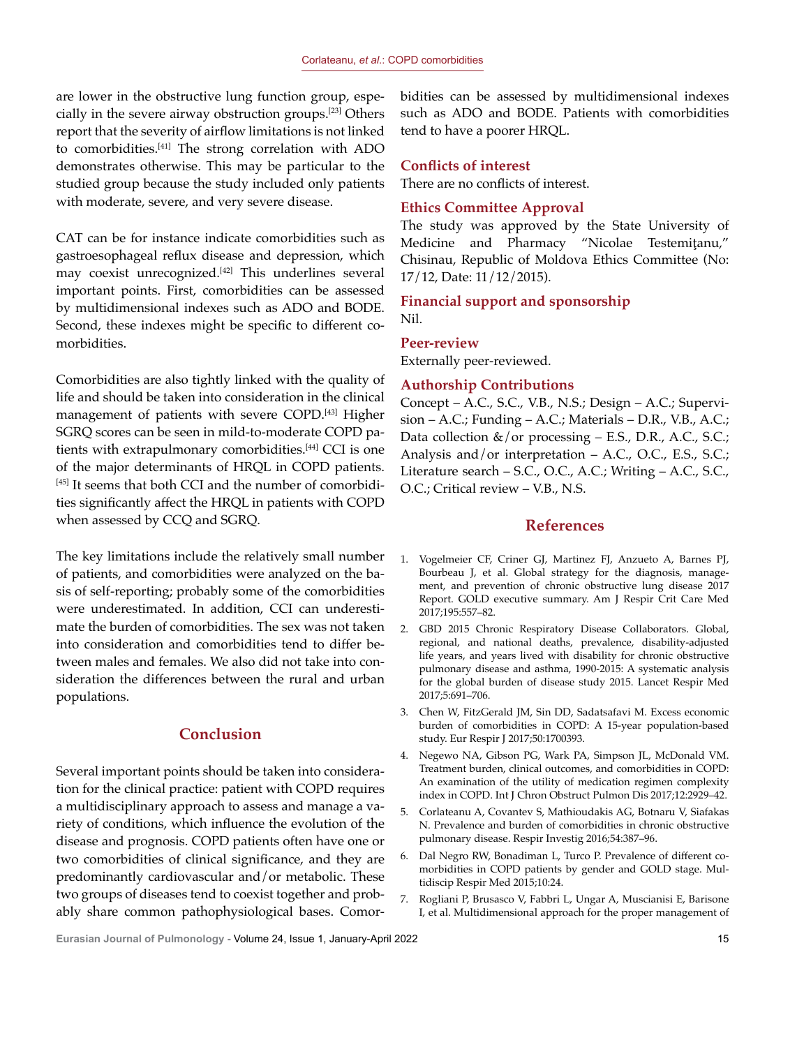are lower in the obstructive lung function group, especially in the severe airway obstruction groups.[23] Others report that the severity of airflow limitations is not linked to comorbidities.[41] The strong correlation with ADO demonstrates otherwise. This may be particular to the studied group because the study included only patients with moderate, severe, and very severe disease.

CAT can be for instance indicate comorbidities such as gastroesophageal reflux disease and depression, which may coexist unrecognized.[42] This underlines several important points. First, comorbidities can be assessed by multidimensional indexes such as ADO and BODE. Second, these indexes might be specific to different comorbidities.

Comorbidities are also tightly linked with the quality of life and should be taken into consideration in the clinical management of patients with severe COPD.[43] Higher SGRQ scores can be seen in mild-to-moderate COPD patients with extrapulmonary comorbidities.[44] CCI is one of the major determinants of HRQL in COPD patients.[45] It seems that both CCI and the number of comorbidities significantly affect the HRQL in patients with COPD when assessed by CCQ and SGRQ.

The key limitations include the relatively small number of patients, and comorbidities were analyzed on the basis of self-reporting; probably some of the comorbidities were underestimated. In addition, CCI can underestimate the burden of comorbidities. The sex was not taken into consideration and comorbidities tend to differ between males and females. We also did not take into consideration the differences between the rural and urban populations.

## Conclusion

Several important points should be taken into consideration for the clinical practice: patient with COPD requires a multidisciplinary approach to assess and manage a variety of conditions, which influence the evolution of the disease and prognosis. COPD patients often have one or two comorbidities of clinical significance, and they are predominantly cardiovascular and/or metabolic. These two groups of diseases tend to coexist together and probably share common pathophysiological bases. Comorbidities can be assessed by multidimensional indexes such as ADO and BODE. Patients with comorbidities tend to have a poorer HRQL.

### Conflicts of interest

There are no conflicts of interest.

### Ethics Committee Approval

The study was approved by the State University of Medicine and Pharmacy "Nicolae Testemiţanu," Chisinau, Republic of Moldova Ethics Committee (No: 17/12, Date: 11/12/2015).

### Financial support and sponsorship

Nil.

### Peer-review

Externally peer-reviewed.

### Authorship Contributions

Concept – A.C., S.C., V.B., N.S.; Design – A.C.; Supervision – A.C.; Funding – A.C.; Materials – D.R., V.B., A.C.; Data collection &/or processing – E.S., D.R., A.C., S.C.; Analysis and/or interpretation – A.C., O.C., E.S., S.C.; Literature search – S.C., O.C., A.C.; Writing – A.C., S.C., O.C.; Critical review – V.B., N.S.

## References

1. Vogelmeier CF, Criner GJ, Martinez FJ, Anzueto A, Barnes PJ, Bourbeau J, et al. Global strategy for the diagnosis, management, and prevention of chronic obstructive lung disease 2017 Report. GOLD executive summary. Am J Respir Crit Care Med 2017;195:557–82.
2. GBD 2015 Chronic Respiratory Disease Collaborators. Global, regional, and national deaths, prevalence, disability-adjusted life years, and years lived with disability for chronic obstructive pulmonary disease and asthma, 1990-2015: A systematic analysis for the global burden of disease study 2015. Lancet Respir Med 2017;5:691–706.
3. Chen W, FitzGerald JM, Sin DD, Sadatsafavi M. Excess economic burden of comorbidities in COPD: A 15-year population-based study. Eur Respir J 2017;50:1700393.
4. Negewo NA, Gibson PG, Wark PA, Simpson JL, McDonald VM. Treatment burden, clinical outcomes, and comorbidities in COPD: An examination of the utility of medication regimen complexity index in COPD. Int J Chron Obstruct Pulmon Dis 2017;12:2929–42.
5. Corlateanu A, Covantev S, Mathioudakis AG, Botnaru V, Siafakas N. Prevalence and burden of comorbidities in chronic obstructive pulmonary disease. Respir Investig 2016;54:387–96.
6. Dal Negro RW, Bonadiman L, Turco P. Prevalence of different comorbidities in COPD patients by gender and GOLD stage. Multidiscip Respir Med 2015;10:24.
7. Rogliani P, Brusasco V, Fabbri L, Ungar A, Muscianisi E, Barisone I, et al. Multidimensional approach for the proper management of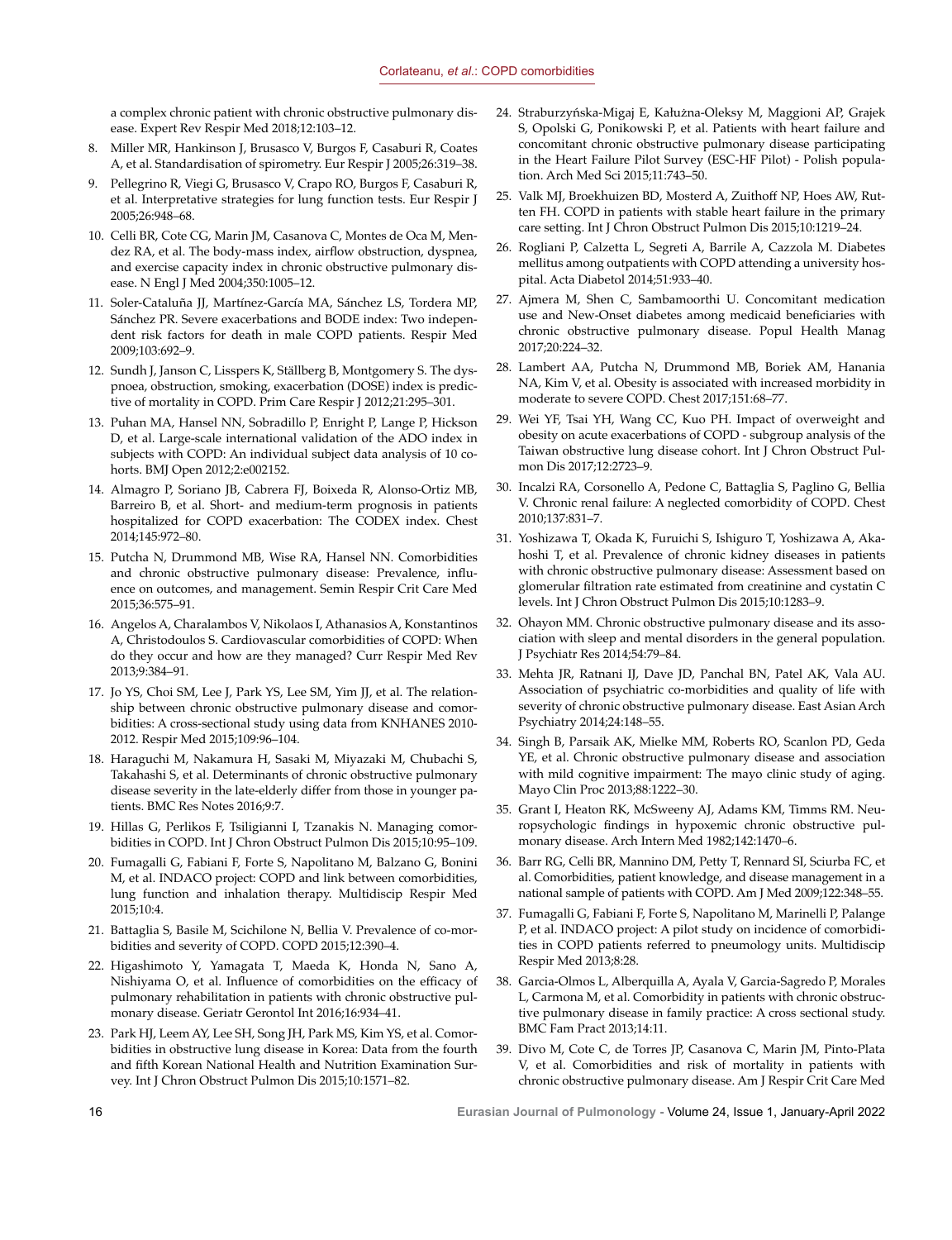a complex chronic patient with chronic obstructive pulmonary disease. Expert Rev Respir Med 2018;12:103–12.

8. Miller MR, Hankinson J, Brusasco V, Burgos F, Casaburi R, Coates A, et al. Standardisation of spirometry. Eur Respir J 2005;26:319–38.
9. Pellegrino R, Viegi G, Brusasco V, Crapo RO, Burgos F, Casaburi R, et al. Interpretative strategies for lung function tests. Eur Respir J 2005;26:948–68.
10. Celli BR, Cote CG, Marin JM, Casanova C, Montes de Oca M, Mendez RA, et al. The body-mass index, airflow obstruction, dyspnea, and exercise capacity index in chronic obstructive pulmonary disease. N Engl J Med 2004;350:1005–12.
11. Soler-Cataluña JJ, Martínez-García MA, Sánchez LS, Tordera MP, Sánchez PR. Severe exacerbations and BODE index: Two independent risk factors for death in male COPD patients. Respir Med 2009;103:692–9.
12. Sundh J, Janson C, Lisspers K, Ställberg B, Montgomery S. The dyspnoea, obstruction, smoking, exacerbation (DOSE) index is predictive of mortality in COPD. Prim Care Respir J 2012;21:295–301.
13. Puhan MA, Hansel NN, Sobradillo P, Enright P, Lange P, Hickson D, et al. Large-scale international validation of the ADO index in subjects with COPD: An individual subject data analysis of 10 cohorts. BMJ Open 2012;2:e002152.
14. Almagro P, Soriano JB, Cabrera FJ, Boixeda R, Alonso-Ortiz MB, Barreiro B, et al. Short- and medium-term prognosis in patients hospitalized for COPD exacerbation: The CODEX index. Chest 2014;145:972–80.
15. Putcha N, Drummond MB, Wise RA, Hansel NN. Comorbidities and chronic obstructive pulmonary disease: Prevalence, influence on outcomes, and management. Semin Respir Crit Care Med 2015;36:575–91.
16. Angelos A, Charalambos V, Nikolaos I, Athanasios A, Konstantinos A, Christodoulos S. Cardiovascular comorbidities of COPD: When do they occur and how are they managed? Curr Respir Med Rev 2013;9:384–91.
17. Jo YS, Choi SM, Lee J, Park YS, Lee SM, Yim JJ, et al. The relationship between chronic obstructive pulmonary disease and comorbidities: A cross-sectional study using data from KNHANES 2010-2012. Respir Med 2015;109:96–104.
18. Haraguchi M, Nakamura H, Sasaki M, Miyazaki M, Chubachi S, Takahashi S, et al. Determinants of chronic obstructive pulmonary disease severity in the late-elderly differ from those in younger patients. BMC Res Notes 2016;9:7.
19. Hillas G, Perlikos F, Tsiligianni I, Tzanakis N. Managing comorbidities in COPD. Int J Chron Obstruct Pulmon Dis 2015;10:95–109.
20. Fumagalli G, Fabiani F, Forte S, Napolitano M, Balzano G, Bonini M, et al. INDACO project: COPD and link between comorbidities, lung function and inhalation therapy. Multidiscip Respir Med 2015;10:4.
21. Battaglia S, Basile M, Scichilone N, Bellia V. Prevalence of co-morbidities and severity of COPD. COPD 2015;12:390–4.
22. Higashimoto Y, Yamagata T, Maeda K, Honda N, Sano A, Nishiyama O, et al. Influence of comorbidities on the efficacy of pulmonary rehabilitation in patients with chronic obstructive pulmonary disease. Geriatr Gerontol Int 2016;16:934–41.
23. Park HJ, Leem AY, Lee SH, Song JH, Park MS, Kim YS, et al. Comorbidities in obstructive lung disease in Korea: Data from the fourth and fifth Korean National Health and Nutrition Examination Survey. Int J Chron Obstruct Pulmon Dis 2015;10:1571–82.
24. Straburzyńska-Migaj E, Kałużna-Oleksy M, Maggioni AP, Grajek S, Opolski G, Ponikowski P, et al. Patients with heart failure and concomitant chronic obstructive pulmonary disease participating in the Heart Failure Pilot Survey (ESC-HF Pilot) - Polish population. Arch Med Sci 2015;11:743–50.
25. Valk MJ, Broekhuizen BD, Mosterd A, Zuithoff NP, Hoes AW, Rutten FH. COPD in patients with stable heart failure in the primary care setting. Int J Chron Obstruct Pulmon Dis 2015;10:1219–24.
26. Rogliani P, Calzetta L, Segreti A, Barrile A, Cazzola M. Diabetes mellitus among outpatients with COPD attending a university hospital. Acta Diabetol 2014;51:933–40.
27. Ajmera M, Shen C, Sambamoorthi U. Concomitant medication use and New-Onset diabetes among medicaid beneficiaries with chronic obstructive pulmonary disease. Popul Health Manag 2017;20:224–32.
28. Lambert AA, Putcha N, Drummond MB, Boriek AM, Hanania NA, Kim V, et al. Obesity is associated with increased morbidity in moderate to severe COPD. Chest 2017;151:68–77.
29. Wei YF, Tsai YH, Wang CC, Kuo PH. Impact of overweight and obesity on acute exacerbations of COPD - subgroup analysis of the Taiwan obstructive lung disease cohort. Int J Chron Obstruct Pulmon Dis 2017;12:2723–9.
30. Incalzi RA, Corsonello A, Pedone C, Battaglia S, Paglino G, Bellia V. Chronic renal failure: A neglected comorbidity of COPD. Chest 2010;137:831–7.
31. Yoshizawa T, Okada K, Furuichi S, Ishiguro T, Yoshizawa A, Akahoshi T, et al. Prevalence of chronic kidney diseases in patients with chronic obstructive pulmonary disease: Assessment based on glomerular filtration rate estimated from creatinine and cystatin C levels. Int J Chron Obstruct Pulmon Dis 2015;10:1283–9.
32. Ohayon MM. Chronic obstructive pulmonary disease and its association with sleep and mental disorders in the general population. J Psychiatr Res 2014;54:79–84.
33. Mehta JR, Ratnani IJ, Dave JD, Panchal BN, Patel AK, Vala AU. Association of psychiatric co-morbidities and quality of life with severity of chronic obstructive pulmonary disease. East Asian Arch Psychiatry 2014;24:148–55.
34. Singh B, Parsaik AK, Mielke MM, Roberts RO, Scanlon PD, Geda YE, et al. Chronic obstructive pulmonary disease and association with mild cognitive impairment: The mayo clinic study of aging. Mayo Clin Proc 2013;88:1222–30.
35. Grant I, Heaton RK, McSweeny AJ, Adams KM, Timms RM. Neuropsychologic findings in hypoxemic chronic obstructive pulmonary disease. Arch Intern Med 1982;142:1470–6.
36. Barr RG, Celli BR, Mannino DM, Petty T, Rennard SI, Sciurba FC, et al. Comorbidities, patient knowledge, and disease management in a national sample of patients with COPD. Am J Med 2009;122:348–55.
37. Fumagalli G, Fabiani F, Forte S, Napolitano M, Marinelli P, Palange P, et al. INDACO project: A pilot study on incidence of comorbidities in COPD patients referred to pneumology units. Multidiscip Respir Med 2013;8:28.
38. Garcia-Olmos L, Alberquilla A, Ayala V, Garcia-Sagredo P, Morales L, Carmona M, et al. Comorbidity in patients with chronic obstructive pulmonary disease in family practice: A cross sectional study. BMC Fam Pract 2013;14:11.
39. Divo M, Cote C, de Torres JP, Casanova C, Marin JM, Pinto-Plata V, et al. Comorbidities and risk of mortality in patients with chronic obstructive pulmonary disease. Am J Respir Crit Care Med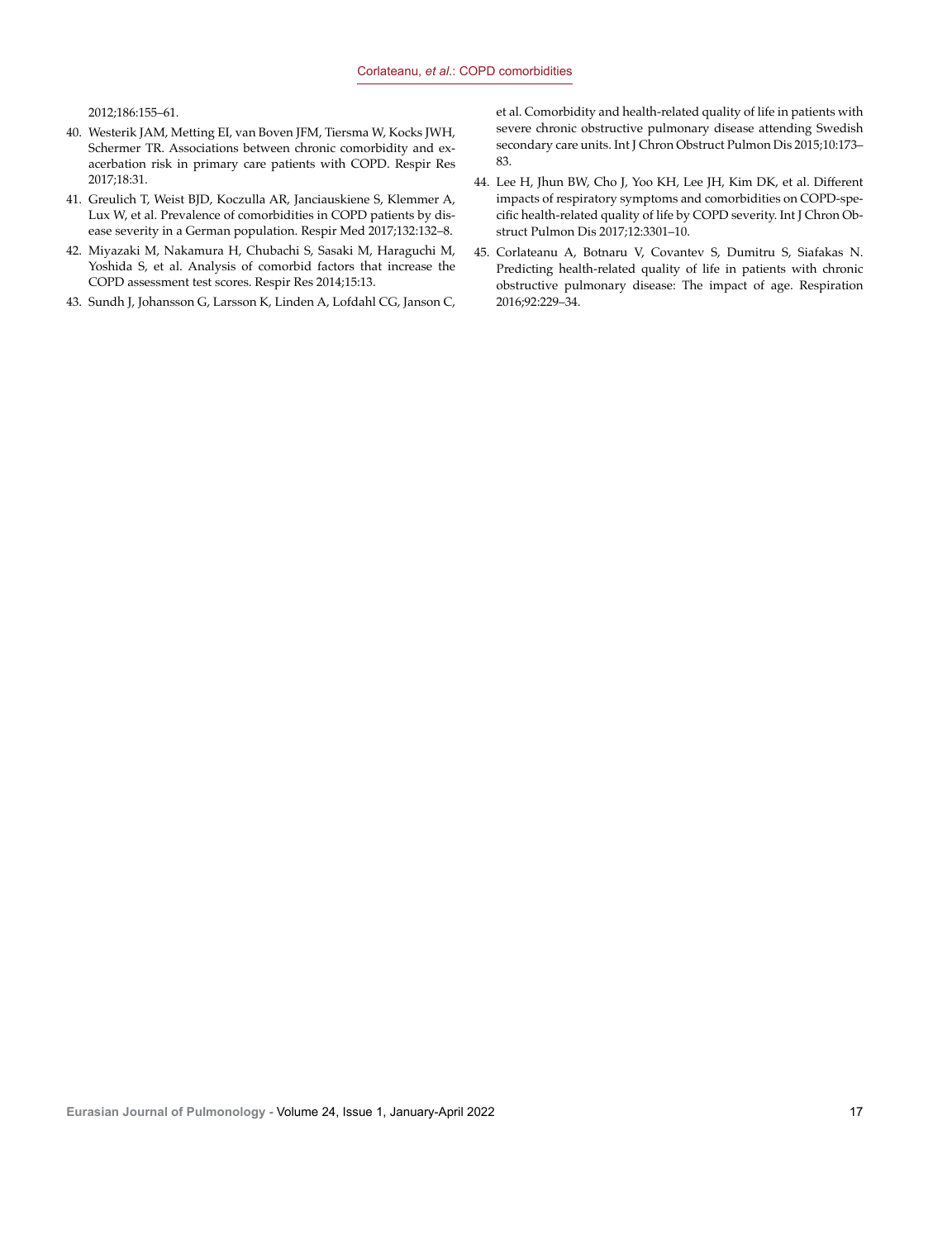2012;186:155–61.

40. Westerik JAM, Metting EI, van Boven JFM, Tiersma W, Kocks JWH, Schermer TR. Associations between chronic comorbidity and exacerbation risk in primary care patients with COPD. Respir Res 2017;18:31.
41. Greulich T, Weist BJD, Koczulla AR, Janciauskiene S, Klemmer A, Lux W, et al. Prevalence of comorbidities in COPD patients by disease severity in a German population. Respir Med 2017;132:132–8.
42. Miyazaki M, Nakamura H, Chubachi S, Sasaki M, Haraguchi M, Yoshida S, et al. Analysis of comorbid factors that increase the COPD assessment test scores. Respir Res 2014;15:13.
43. Sundh J, Johansson G, Larsson K, Linden A, Lofdahl CG, Janson C, et al. Comorbidity and health-related quality of life in patients with severe chronic obstructive pulmonary disease attending Swedish secondary care units. Int J Chron Obstruct Pulmon Dis 2015;10:173–83.
44. Lee H, Jhun BW, Cho J, Yoo KH, Lee JH, Kim DK, et al. Different impacts of respiratory symptoms and comorbidities on COPD-specific health-related quality of life by COPD severity. Int J Chron Obstruct Pulmon Dis 2017;12:3301–10.
45. Corlateanu A, Botnaru V, Covantev S, Dumitru S, Siafakas N. Predicting health-related quality of life in patients with chronic obstructive pulmonary disease: The impact of age. Respiration 2016;92:229–34.